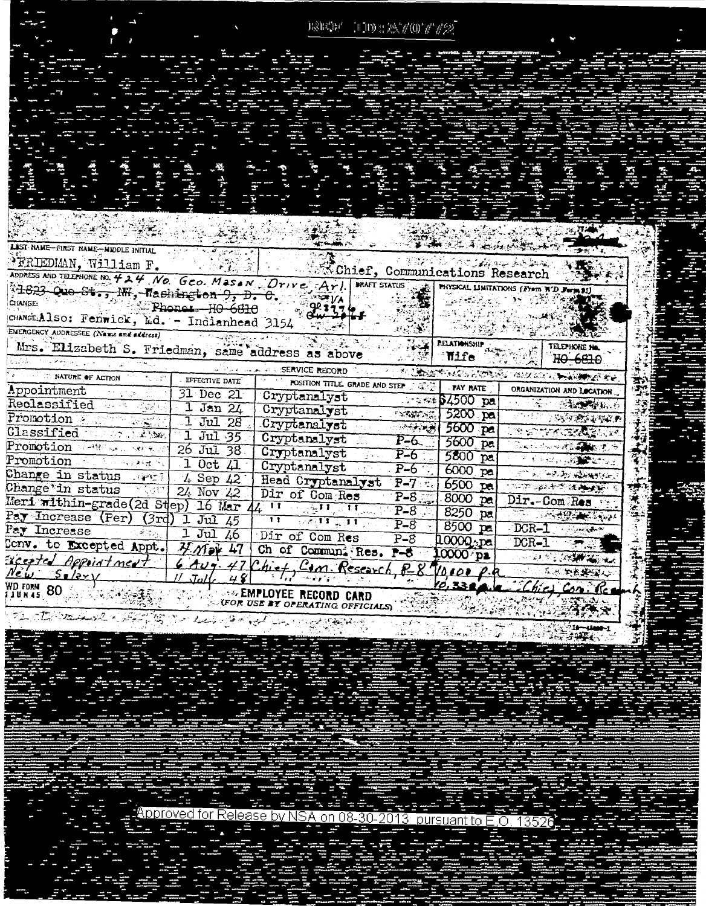REF ID:A70772

LAST NAME—FIRST NAME—MIDDLE INITIAL

FRIEDMAN, William F. | Chief, Communications Research

ADDRESS AND TELEPHONE NO. 424 No. Geo. Mason Drive, Arl. | DRAFT STATUS | PHYSICAL LIMITATIONS (From WD Form 91)

~~1823 Que St., NW, Washington 9, D. C.~~

CHANGE: ~~Phone: HO 6810~~

CHANGE: Also: Fenwick, Md. - Indianhead 3154

EMERGENCY ADDRESSEE (Name and address)

Mrs. Elizabeth S. Friedman, same address as above | RELATIONSHIP: Wife | TELEPHONE No. ~~HO 6810~~

SERVICE RECORD

| NATURE OF ACTION | EFFECTIVE DATE | POSITION TITLE, GRADE AND STEP | PAY RATE | ORGANIZATION AND LOCATION |
|---|---|---|---|---|
| Appointment | 31 Dec 21 | Cryptanalyst | $4500 pa | |
| Reclassified | 1 Jan 24 | Cryptanalyst | 5200 pa | |
| Promotion | 1 Jul 28 | Cryptanalyst | 5600 pa | |
| Classified | 1 Jul 35 | Cryptanalyst P-6 | 5600 pa | |
| Promotion | 26 Jul 38 | Cryptanalyst P-6 | 5800 pa | |
| Promotion | 1 Oct 41 | Cryptanalyst P-6 | 6000 pa | |
| Change in status | 4 Sep 42 | Head Cryptanalyst P-7 | 6500 pa | |
| Change in status | 24 Nov 42 | Dir of Com Res P-8 | 8000 pa | Dir.-Com Res |
| Meri within-grade (2d Step) | 16 Mar 44 | " " " P-8 | 8250 pa | |
| Pay Increase (Per) (3rd) | 1 Jul 45 | " " " P-8 | 8500 pa | DCR-1 |
| Pay Increase | 1 Jul 46 | Dir of Com Res P-8 | 10000 pa | DCR-1 |
| Conv. to Excepted Appt. | 4 May 47 | Ch of Commun. Res. P-8 | 10000 pa | |
| Excepted Appointment | 6 Aug. 47 | Chief, Com. Research, P-8 | 10,000 p.a. | |
| New Salary | 11 July 48 | | 10,330 p.a. | Chief, Com. Research |

WD FORM 80 1 JUN 45 — EMPLOYEE RECORD CARD (FOR USE BY OPERATING OFFICIALS)

Approved for Release by NSA on 08-30-2013 pursuant to E.O. 13526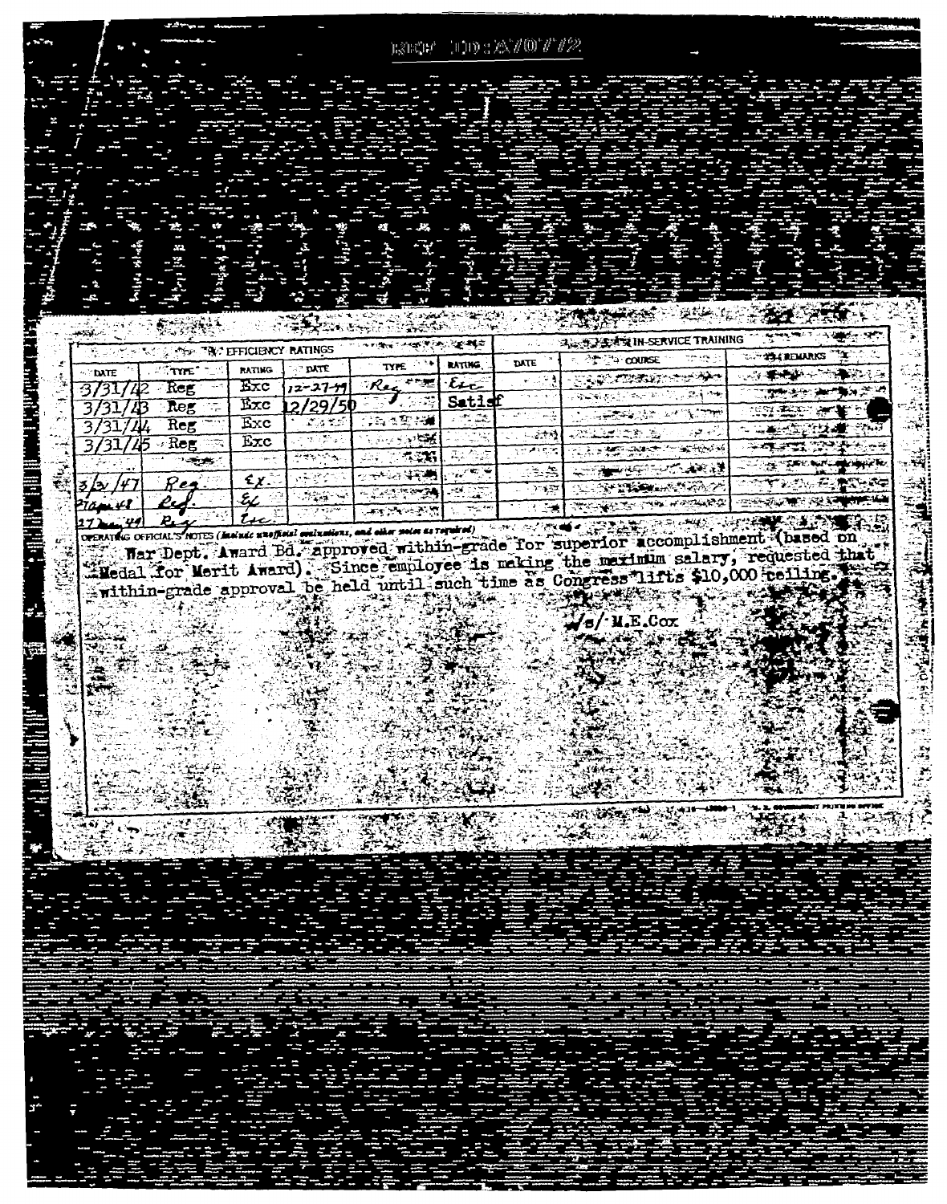REF ID:A70772

| EFFICIENCY RATINGS | | | | | | IN-SERVICE TRAINING | | |
|---|---|---|---|---|---|---|---|---|
| DATE | TYPE | RATING | DATE | TYPE | RATING | DATE | COURSE | REMARKS |
| 3/31/42 | Reg | Exc | 12-27-49 | Reg | Exc | | | |
| 3/31/43 | Reg | Exc | 12/29/50 | | Satisf | | | |
| 3/31/44 | Reg | Exc | | | | | | |
| 3/31/45 | Reg | Exc | | | | | | |
| | | | | | | | | |
| 3/31/47 | Reg. | Ex. | | | | | | |
| 31 Apr 48 | Reg. | Ex | | | | | | |
| 27 Mar 49 | Reg | Exc. | | | | | | |

OPERATING OFFICIAL'S NOTES *(Include unofficial evaluations, and other notes as required)*

War Dept. Award Bd. approved within-grade for superior accomplishment (based on Medal for Merit Award). Since employee is making the maximum salary, requested that within-grade approval be held until such time as Congress lifts $10,000 ceiling.

/s/ M.E.Cox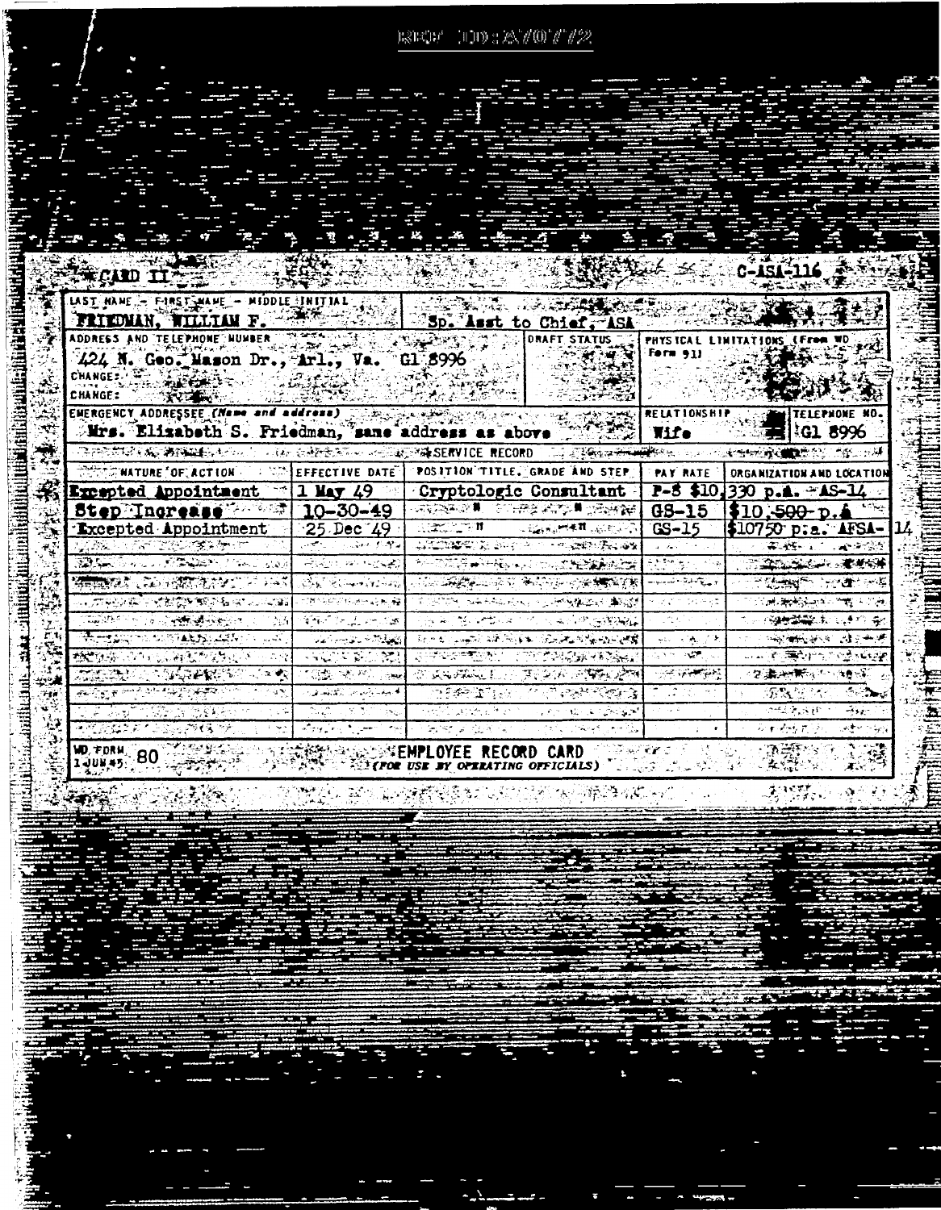REF ID:A70772

CARD II C-ASA-116

| LAST NAME - FIRST NAME - MIDDLE INITIAL | | | | |
|---|---|---|---|---|
| FRIEDMAN, WILLIAM F. | Sp. Asst to Chief, ASA | | | |
| ADDRESS AND TELEPHONE NUMBER | | DRAFT STATUS | PHYSICAL LIMITATIONS (From WD Form 91) | |
| 424 N. Geo. Mason Dr., Arl., Va. Gl 8996 | | | | |
| CHANGE: | | | | |
| CHANGE: | | | | |
| EMERGENCY ADDRESSEE (Name and address) | | | RELATIONSHIP | TELEPHONE NO. |
| Mrs. Elizabeth S. Friedman, same address as above | | | Wife | Gl 8996 |

SERVICE RECORD

| NATURE OF ACTION | EFFECTIVE DATE | POSITION TITLE, GRADE AND STEP | PAY RATE | ORGANIZATION AND LOCATION |
|---|---|---|---|---|
| Excepted Appointment | 1 May 49 | Cryptologic Consultant | P-8 $10,330 p.a. | AS-14 |
| Step Increase | 10-30-49 | " " | GS-15 | $10,500 p.a. |
| Excepted Appointment | 25 Dec 49 | " " | GS-15 | $10750 p.a. AFSA-14 |

WD FORM 80 1 JUN 45

EMPLOYEE RECORD CARD
(FOR USE BY OPERATING OFFICIALS)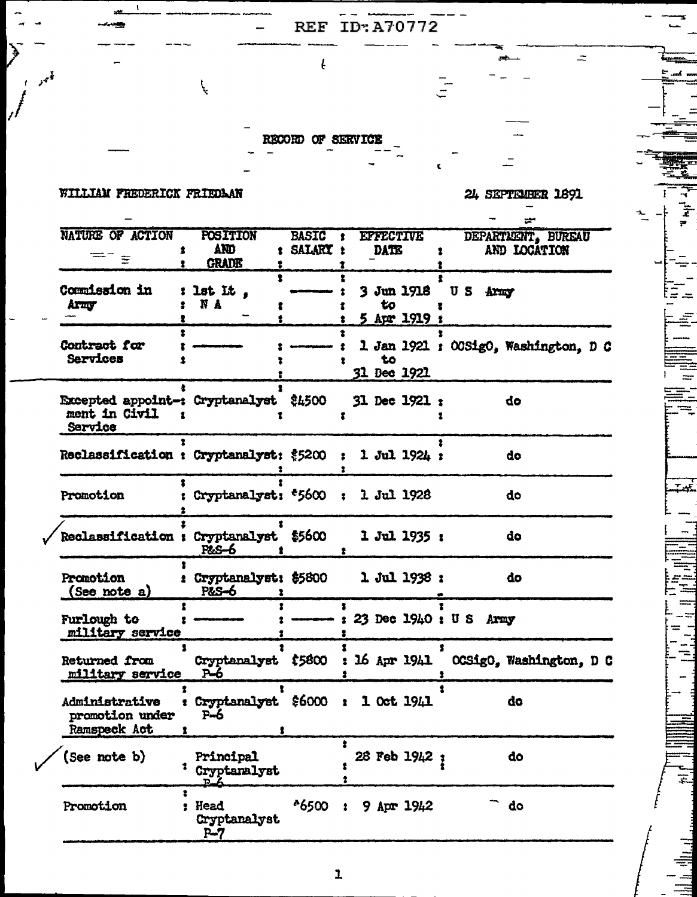REF ID: A70772

# RECORD OF SERVICE

WILLIAM FREDERICK FRIEDMAN — 24 SEPTEMBER 1891

| NATURE OF ACTION | POSITION AND GRADE | BASIC SALARY | EFFECTIVE DATE | DEPARTMENT, BUREAU AND LOCATION |
|---|---|---|---|---|
| Commission in Army | 1st Lt, N A | ——— | 3 Jun 1918 to 5 Apr 1919 | U S Army |
| Contract for Services | ——— | ——— | 1 Jan 1921 to 31 Dec 1921 | OCSigO, Washington, D C |
| Excepted appointment in Civil Service | Cryptanalyst | $4500 | 31 Dec 1921 | do |
| Reclassification | Cryptanalyst | $5200 | 1 Jul 1924 | do |
| Promotion | Cryptanalyst | $5600 | 1 Jul 1928 | do |
| ✓ Reclassification | Cryptanalyst P&S-6 | $5600 | 1 Jul 1935 | do |
| Promotion (See note a) | Cryptanalyst P&S-6 | $5800 | 1 Jul 1938 | do |
| Furlough to military service | ——— | ——— | 23 Dec 1940 | U S Army |
| Returned from military service | Cryptanalyst P-6 | $5800 | 16 Apr 1941 | OCSigO, Washington, D C |
| Administrative promotion under Ramspeck Act | Cryptanalyst P-6 | $6000 | 1 Oct 1941 | do |
| ✓ (See note b) | Principal Cryptanalyst P-6 | | 28 Feb 1942 | do |
| Promotion | Head Cryptanalyst P-7 | $6500 | 9 Apr 1942 | do |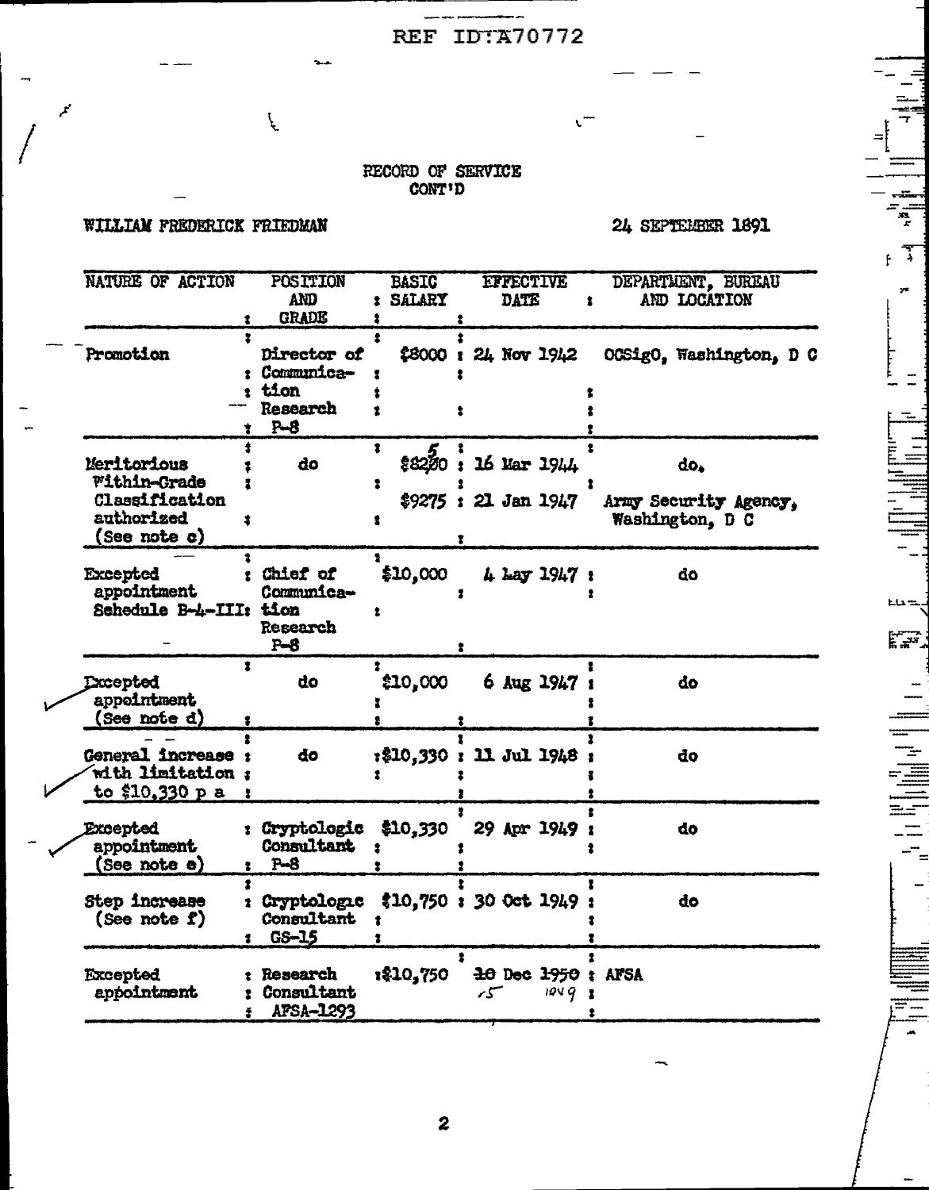REF ID:A70772

RECORD OF SERVICE
CONT'D

WILLIAM FREDERICK FRIEDMAN

24 SEPTEMBER 1891

| NATURE OF ACTION | POSITION AND GRADE | BASIC SALARY | EFFECTIVE DATE | DEPARTMENT, BUREAU AND LOCATION |
|---|---|---|---|---|
| Promotion | Director of Communication Research P-8 | $8000 | 24 Nov 1942 | OCSigO, Washington, D C |
| Meritorious Within-Grade Classification authorized (See note c) | do | $8250 | 16 Mar 1944 | do. |
| | | $9275 | 21 Jan 1947 | Army Security Agency, Washington, D C |
| Excepted appointment Schedule B-4-III | Chief of Communication Research P-8 | $10,000 | 4 May 1947 | do |
| Excepted appointment (See note d) | do | $10,000 | 6 Aug 1947 | do |
| General increase with limitation to $10,330 p a | do | $10,330 | 11 Jul 1948 | do |
| Excepted appointment (See note e) | Cryptologic Consultant P-8 | $10,330 | 29 Apr 1949 | do |
| Step increase (See note f) | Cryptologic Consultant GS-15 | $10,750 | 30 Oct 1949 | do |
| Excepted appointment | Research Consultant AFSA-1293 | $10,750 | ~~10 Dec 1950~~ 15 1949 | AFSA |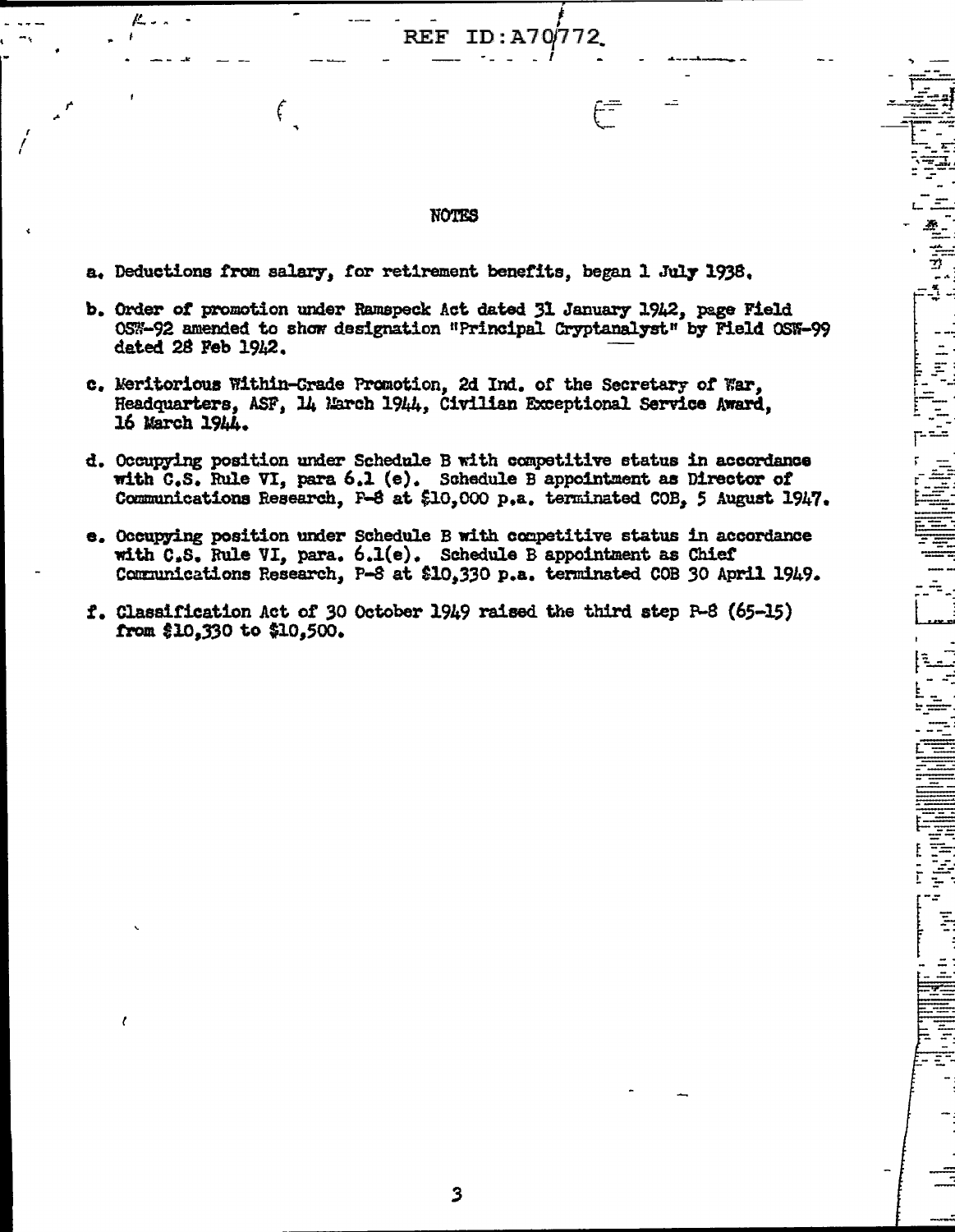## NOTES

a. Deductions from salary, for retirement benefits, began 1 July 1938.

b. Order of promotion under Ramspeck Act dated 31 January 1942, page Field OSW-92 amended to show designation "Principal Cryptanalyst" by Field OSW-99 dated 28 Feb 1942.

c. Meritorious Within-Grade Promotion, 2d Ind. of the Secretary of War, Headquarters, ASF, 14 March 1944, Civilian Exceptional Service Award, 16 March 1944.

d. Occupying position under Schedule B with competitive status in accordance with C.S. Rule VI, para 6.1 (e). Schedule B appointment as Director of Communications Research, P-8 at $10,000 p.a. terminated COB, 5 August 1947.

e. Occupying position under Schedule B with competitive status in accordance with C.S. Rule VI, para. 6.1(e). Schedule B appointment as Chief Communications Research, P-8 at $10,330 p.a. terminated COB 30 April 1949.

f. Classification Act of 30 October 1949 raised the third step P-8 (65-15) from $10,330 to $10,500.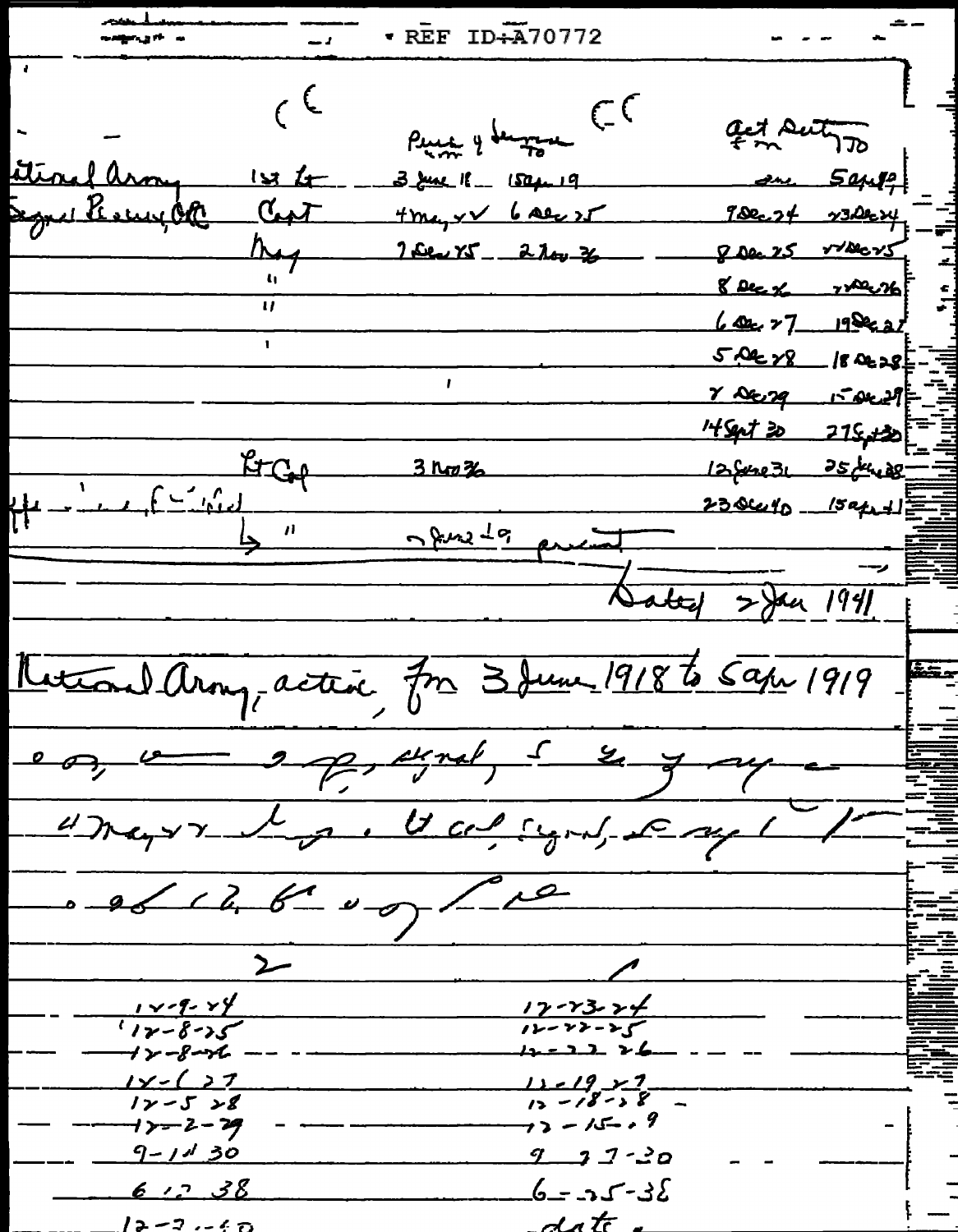REF ID:A70772

| | | Perm'y Service fm | To | Act Duty fm | To |
|---|---|---|---|---|---|
| National Army | 1st Lt | 3 June 18 | 15 Apr 19 | | 5 Apr 19 |
| Signal Reserve, OC | Capt | 4 May 22 | 6 Dec 25 | 9 Dec 24 | 23 Dec 24 |
| | Maj | 7 Dec 25 | 2 Nov 36 | 8 Dec 25 | 22 Dec 25 |
| | " | | | 8 Dec 26 | 22 Dec 26 |
| | " | | | 6 Dec 27 | 19 Dec 27 |
| | ' | | | 5 Dec 28 | 18 Dec 28 |
| | | | | 2 Dec 29 | 15 Dec 29 |
| | | | | 14 Sept 30 | 27 Sept 30 |
| | Lt Col | 3 Nov 36 | | 12 June 31 | 25 June 38 |
| | | | | 23 Dec 40 | 15 Apr 41 |
| | " | 2 June 49 | present | | |

Dated 2 Jan 1941

National Army, active, fm 3 June 1918 to 5 Apr 1919

[shorthand] signal [shorthand]

4 May 22 [shorthand] Lt Col, Signal [shorthand]

[shorthand]

| | |
|---|---|
| 12-9-24 | 12-23-24 |
| 12-8-25 | 12-22-25 |
| 12-8-26 | 12-22-26 |
| 12-6-27 | 12-19-27 |
| 12-5-28 | 12-18-28 |
| 12-2-29 | 12-15-29 |
| 9-14-30 | 9-27-30 |
| 6-12-38 | 6-25-38 |
| 12-23-40 | date |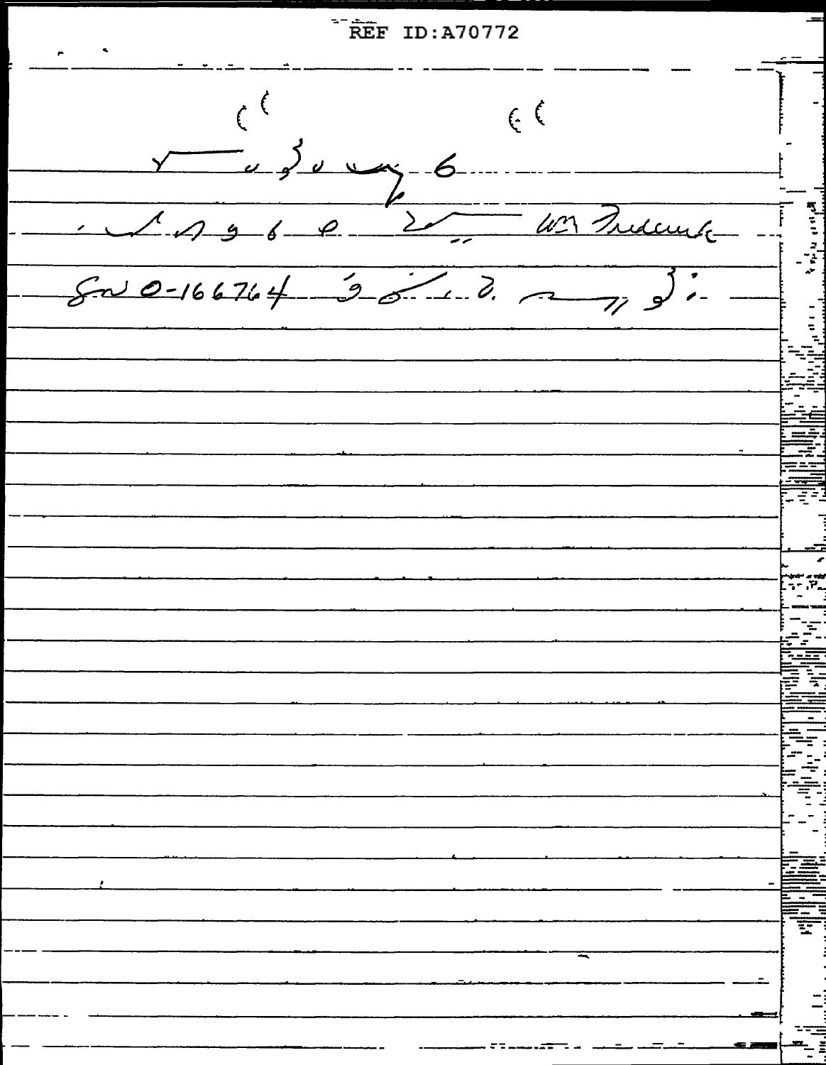6

Wm Friedman

0-166764